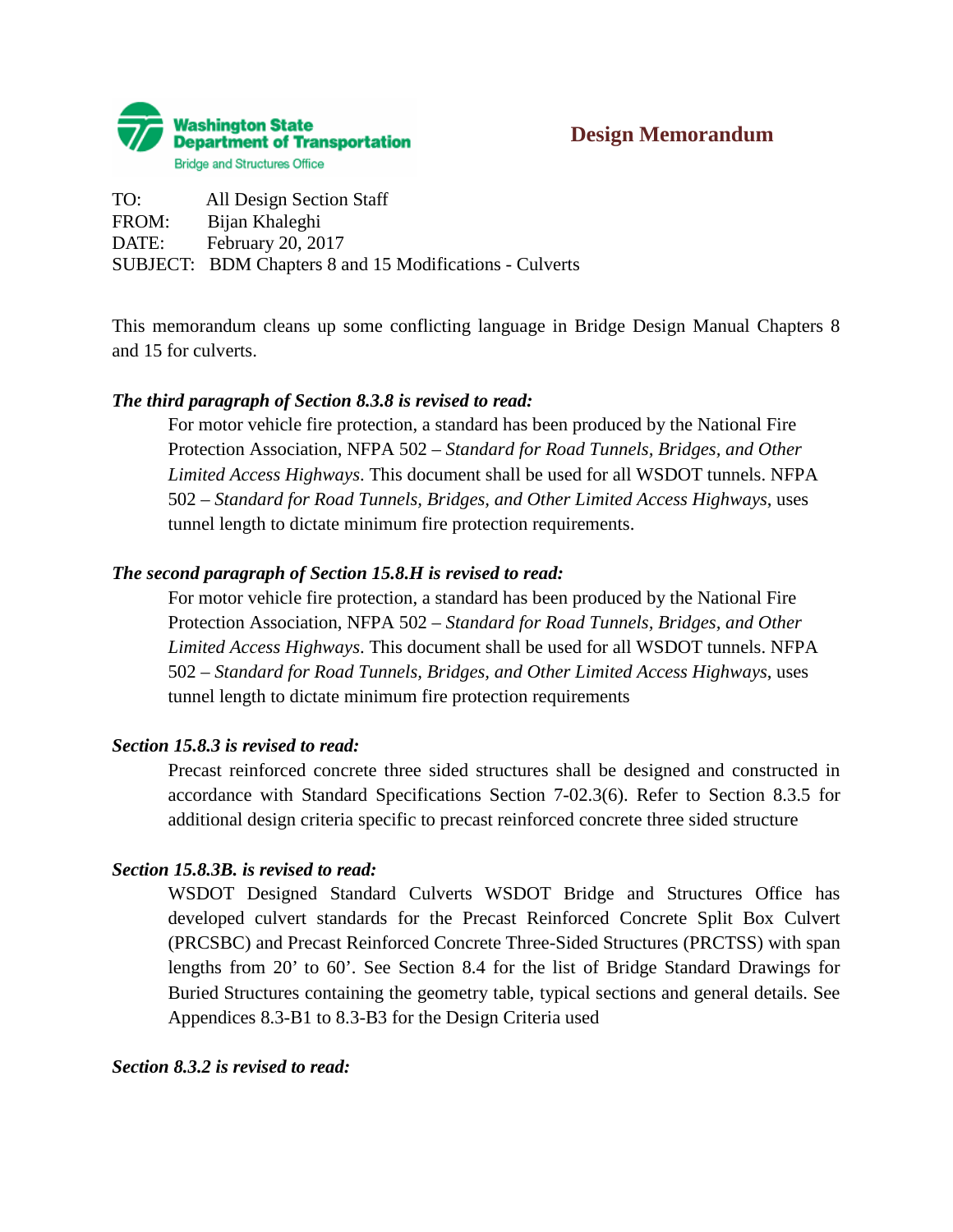Washington State Department of Transportation
Bridge and Structures Office

# Design Memorandum

TO: All Design Section Staff
FROM: Bijan Khaleghi
DATE: February 20, 2017
SUBJECT: BDM Chapters 8 and 15 Modifications - Culverts

This memorandum cleans up some conflicting language in Bridge Design Manual Chapters 8 and 15 for culverts.

***The third paragraph of Section 8.3.8 is revised to read:***

> For motor vehicle fire protection, a standard has been produced by the National Fire Protection Association, NFPA 502 – *Standard for Road Tunnels, Bridges, and Other Limited Access Highways*. This document shall be used for all WSDOT tunnels. NFPA 502 – *Standard for Road Tunnels, Bridges, and Other Limited Access Highways*, uses tunnel length to dictate minimum fire protection requirements.

***The second paragraph of Section 15.8.H is revised to read:***

> For motor vehicle fire protection, a standard has been produced by the National Fire Protection Association, NFPA 502 – *Standard for Road Tunnels, Bridges, and Other Limited Access Highways*. This document shall be used for all WSDOT tunnels. NFPA 502 – *Standard for Road Tunnels, Bridges, and Other Limited Access Highways*, uses tunnel length to dictate minimum fire protection requirements

***Section 15.8.3 is revised to read:***

> Precast reinforced concrete three sided structures shall be designed and constructed in accordance with Standard Specifications Section 7-02.3(6). Refer to Section 8.3.5 for additional design criteria specific to precast reinforced concrete three sided structure

***Section 15.8.3B. is revised to read:***

> WSDOT Designed Standard Culverts WSDOT Bridge and Structures Office has developed culvert standards for the Precast Reinforced Concrete Split Box Culvert (PRCSBC) and Precast Reinforced Concrete Three-Sided Structures (PRCTSS) with span lengths from 20' to 60'. See Section 8.4 for the list of Bridge Standard Drawings for Buried Structures containing the geometry table, typical sections and general details. See Appendices 8.3-B1 to 8.3-B3 for the Design Criteria used

***Section 8.3.2 is revised to read:***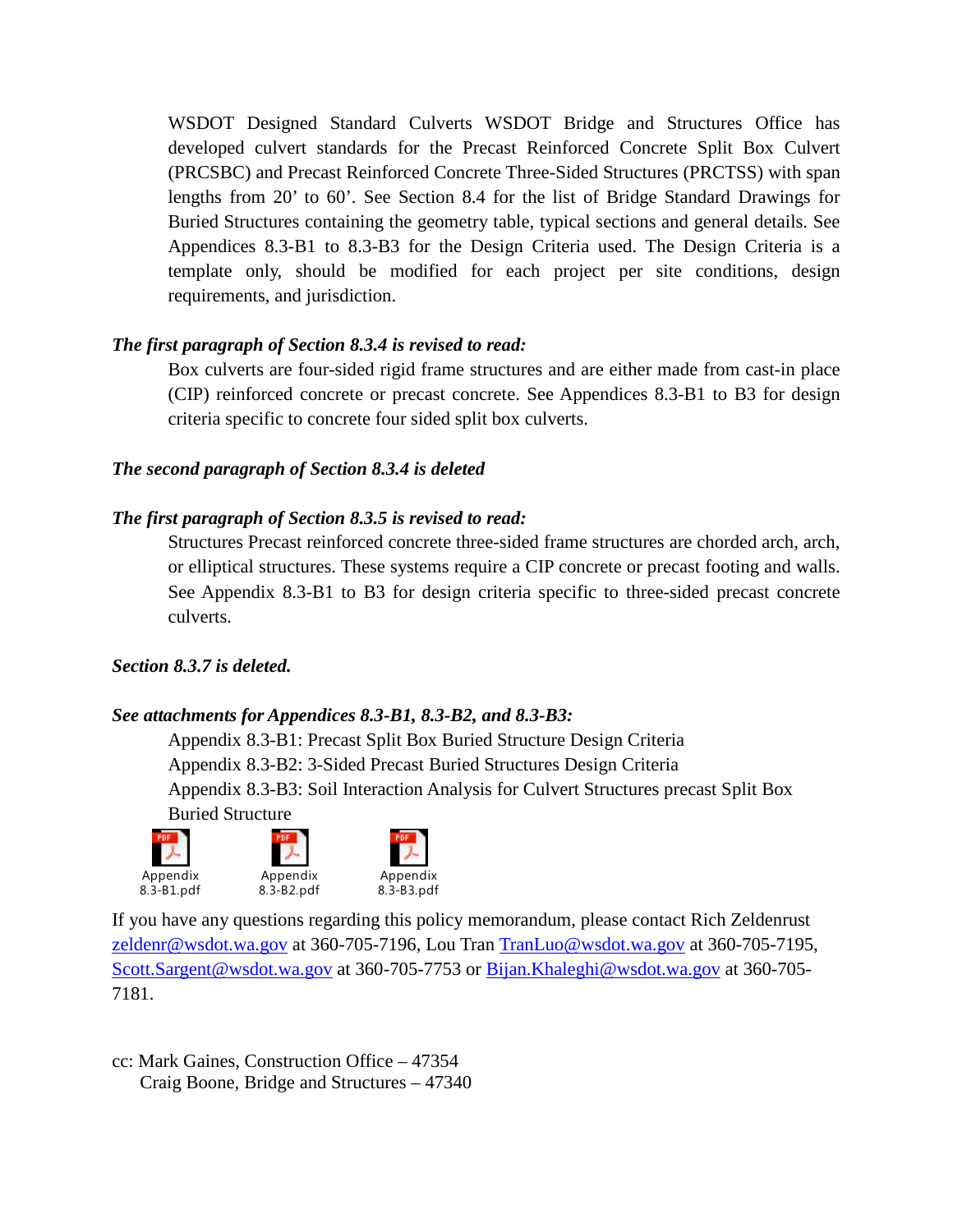WSDOT Designed Standard Culverts WSDOT Bridge and Structures Office has developed culvert standards for the Precast Reinforced Concrete Split Box Culvert (PRCSBC) and Precast Reinforced Concrete Three-Sided Structures (PRCTSS) with span lengths from 20' to 60'. See Section 8.4 for the list of Bridge Standard Drawings for Buried Structures containing the geometry table, typical sections and general details. See Appendices 8.3-B1 to 8.3-B3 for the Design Criteria used. The Design Criteria is a template only, should be modified for each project per site conditions, design requirements, and jurisdiction.

***The first paragraph of Section 8.3.4 is revised to read:***

Box culverts are four-sided rigid frame structures and are either made from cast-in place (CIP) reinforced concrete or precast concrete. See Appendices 8.3-B1 to B3 for design criteria specific to concrete four sided split box culverts.

***The second paragraph of Section 8.3.4 is deleted***

***The first paragraph of Section 8.3.5 is revised to read:***

Structures Precast reinforced concrete three-sided frame structures are chorded arch, arch, or elliptical structures. These systems require a CIP concrete or precast footing and walls. See Appendix 8.3-B1 to B3 for design criteria specific to three-sided precast concrete culverts.

***Section 8.3.7 is deleted.***

***See attachments for Appendices 8.3-B1, 8.3-B2, and 8.3-B3:***

Appendix 8.3-B1: Precast Split Box Buried Structure Design Criteria
Appendix 8.3-B2: 3-Sided Precast Buried Structures Design Criteria
Appendix 8.3-B3: Soil Interaction Analysis for Culvert Structures precast Split Box Buried Structure

Appendix 8.3-B1.pdf | Appendix 8.3-B2.pdf | Appendix 8.3-B3.pdf

If you have any questions regarding this policy memorandum, please contact Rich Zeldenrust zeldenr@wsdot.wa.gov at 360-705-7196, Lou Tran TranLuo@wsdot.wa.gov at 360-705-7195, Scott.Sargent@wsdot.wa.gov at 360-705-7753 or Bijan.Khaleghi@wsdot.wa.gov at 360-705-7181.

cc: Mark Gaines, Construction Office – 47354
Craig Boone, Bridge and Structures – 47340